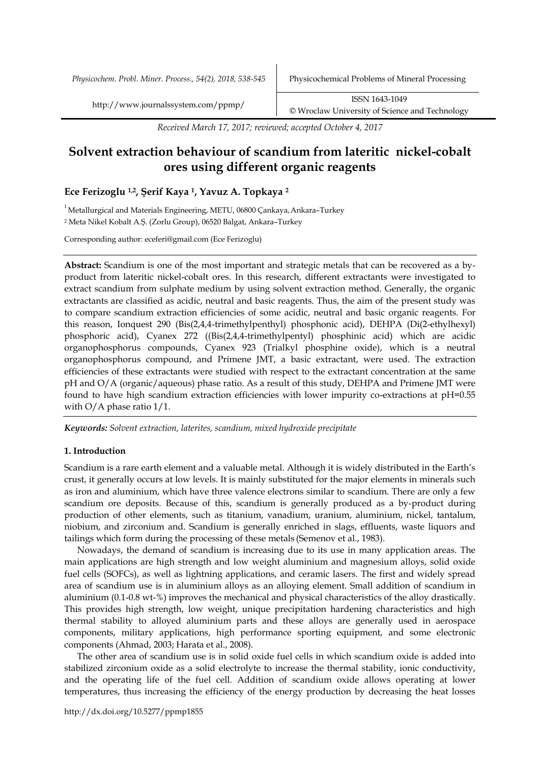*Received March 17, 2017; reviewed; accepted October 4, 2017*

# Solvent extraction behaviour of scandium from lateritic nickel-cobalt ores using different organic reagents

**Ece Ferizoglu [1,2], Şerif Kaya [1], Yavuz A. Topkaya [2]**

[1] Metallurgical and Materials Engineering, METU, 06800 Çankaya, Ankara–Turkey

[2] Meta Nikel Kobalt A.Ş. (Zorlu Group), 06520 Balgat, Ankara–Turkey

Corresponding author: eceferi@gmail.com (Ece Ferizoglu)

**Abstract:** Scandium is one of the most important and strategic metals that can be recovered as a by-product from lateritic nickel-cobalt ores. In this research, different extractants were investigated to extract scandium from sulphate medium by using solvent extraction method. Generally, the organic extractants are classified as acidic, neutral and basic reagents. Thus, the aim of the present study was to compare scandium extraction efficiencies of some acidic, neutral and basic organic reagents. For this reason, Ionquest 290 (Bis(2,4,4-trimethylpenthyl) phosphonic acid), DEHPA (Di(2-ethylhexyl) phosphoric acid), Cyanex 272 ((Bis(2,4,4-trimethylpentyl) phosphinic acid) which are acidic organophosphorus compounds, Cyanex 923 (Trialkyl phosphine oxide), which is a neutral organophosphorus compound, and Primene JMT, a basic extractant, were used. The extraction efficiencies of these extractants were studied with respect to the extractant concentration at the same pH and O/A (organic/aqueous) phase ratio. As a result of this study, DEHPA and Primene JMT were found to have high scandium extraction efficiencies with lower impurity co-extractions at pH=0.55 with O/A phase ratio 1/1.

***Keywords:*** *Solvent extraction, laterites, scandium, mixed hydroxide precipitate*

## 1. Introduction

Scandium is a rare earth element and a valuable metal. Although it is widely distributed in the Earth's crust, it generally occurs at low levels. It is mainly substituted for the major elements in minerals such as iron and aluminium, which have three valence electrons similar to scandium. There are only a few scandium ore deposits. Because of this, scandium is generally produced as a by-product during production of other elements, such as titanium, vanadium, uranium, aluminium, nickel, tantalum, niobium, and zirconium and. Scandium is generally enriched in slags, effluents, waste liquors and tailings which form during the processing of these metals (Semenov et al., 1983).

Nowadays, the demand of scandium is increasing due to its use in many application areas. The main applications are high strength and low weight aluminium and magnesium alloys, solid oxide fuel cells (SOFCs), as well as lightning applications, and ceramic lasers. The first and widely spread area of scandium use is in aluminium alloys as an alloying element. Small addition of scandium in aluminium (0.1-0.8 wt-%) improves the mechanical and physical characteristics of the alloy drastically. This provides high strength, low weight, unique precipitation hardening characteristics and high thermal stability to alloyed aluminium parts and these alloys are generally used in aerospace components, military applications, high performance sporting equipment, and some electronic components (Ahmad, 2003; Harata et al., 2008).

The other area of scandium use is in solid oxide fuel cells in which scandium oxide is added into stabilized zirconium oxide as a solid electrolyte to increase the thermal stability, ionic conductivity, and the operating life of the fuel cell. Addition of scandium oxide allows operating at lower temperatures, thus increasing the efficiency of the energy production by decreasing the heat losses

http://dx.doi.org/10.5277/ppmp1855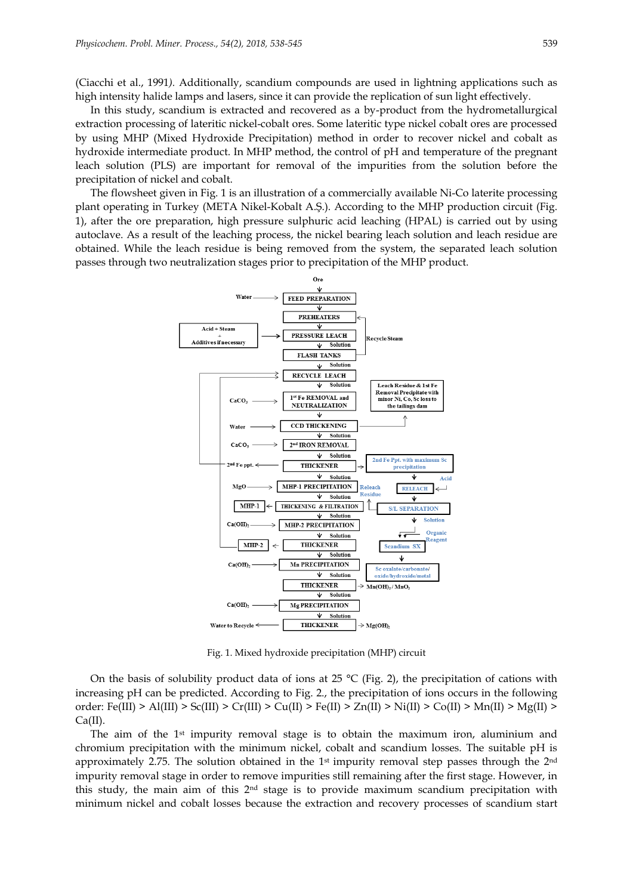(Ciacchi et al., 1991). Additionally, scandium compounds are used in lightning applications such as high intensity halide lamps and lasers, since it can provide the replication of sun light effectively.

In this study, scandium is extracted and recovered as a by-product from the hydrometallurgical extraction processing of lateritic nickel-cobalt ores. Some lateritic type nickel cobalt ores are processed by using MHP (Mixed Hydroxide Precipitation) method in order to recover nickel and cobalt as hydroxide intermediate product. In MHP method, the control of pH and temperature of the pregnant leach solution (PLS) are important for removal of the impurities from the solution before the precipitation of nickel and cobalt.

The flowsheet given in Fig. 1 is an illustration of a commercially available Ni-Co laterite processing plant operating in Turkey (META Nikel-Kobalt A.Ş.). According to the MHP production circuit (Fig. 1), after the ore preparation, high pressure sulphuric acid leaching (HPAL) is carried out by using autoclave. As a result of the leaching process, the nickel bearing leach solution and leach residue are obtained. While the leach residue is being removed from the system, the separated leach solution passes through two neutralization stages prior to precipitation of the MHP product.

Fig. 1. Mixed hydroxide precipitation (MHP) circuit

On the basis of solubility product data of ions at 25 °C (Fig. 2), the precipitation of cations with increasing pH can be predicted. According to Fig. 2., the precipitation of ions occurs in the following order: Fe(III) > Al(III) > Sc(III) > Cr(III) > Cu(II) > Fe(II) > Zn(II) > Ni(II) > Co(II) > Mn(II) > Mg(II) > Ca(II).

The aim of the 1st impurity removal stage is to obtain the maximum iron, aluminium and chromium precipitation with the minimum nickel, cobalt and scandium losses. The suitable pH is approximately 2.75. The solution obtained in the 1st impurity removal step passes through the 2nd impurity removal stage in order to remove impurities still remaining after the first stage. However, in this study, the main aim of this 2nd stage is to provide maximum scandium precipitation with minimum nickel and cobalt losses because the extraction and recovery processes of scandium start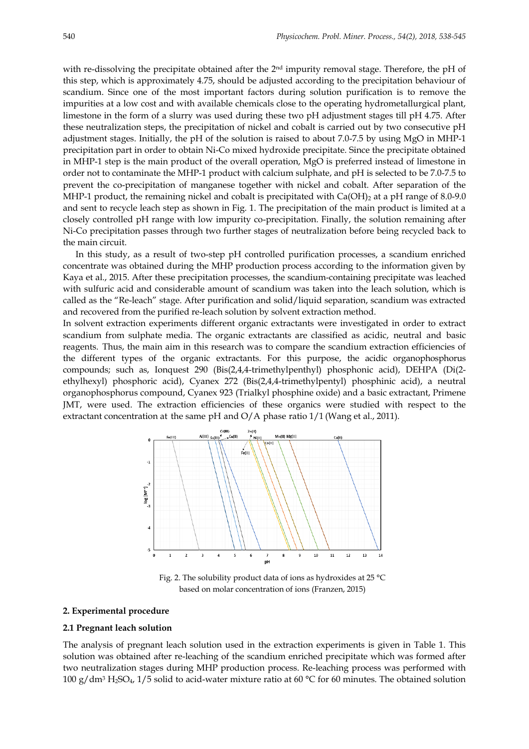with re-dissolving the precipitate obtained after the 2nd impurity removal stage. Therefore, the pH of this step, which is approximately 4.75, should be adjusted according to the precipitation behaviour of scandium. Since one of the most important factors during solution purification is to remove the impurities at a low cost and with available chemicals close to the operating hydrometallurgical plant, limestone in the form of a slurry was used during these two pH adjustment stages till pH 4.75. After these neutralization steps, the precipitation of nickel and cobalt is carried out by two consecutive pH adjustment stages. Initially, the pH of the solution is raised to about 7.0-7.5 by using MgO in MHP-1 precipitation part in order to obtain Ni-Co mixed hydroxide precipitate. Since the precipitate obtained in MHP-1 step is the main product of the overall operation, MgO is preferred instead of limestone in order not to contaminate the MHP-1 product with calcium sulphate, and pH is selected to be 7.0-7.5 to prevent the co-precipitation of manganese together with nickel and cobalt. After separation of the MHP-1 product, the remaining nickel and cobalt is precipitated with $Ca(OH)_2$ at a pH range of 8.0-9.0 and sent to recycle leach step as shown in Fig. 1. The precipitation of the main product is limited at a closely controlled pH range with low impurity co-precipitation. Finally, the solution remaining after Ni-Co precipitation passes through two further stages of neutralization before being recycled back to the main circuit.

In this study, as a result of two-step pH controlled purification processes, a scandium enriched concentrate was obtained during the MHP production process according to the information given by Kaya et al., 2015. After these precipitation processes, the scandium-containing precipitate was leached with sulfuric acid and considerable amount of scandium was taken into the leach solution, which is called as the "Re-leach" stage. After purification and solid/liquid separation, scandium was extracted and recovered from the purified re-leach solution by solvent extraction method.

In solvent extraction experiments different organic extractants were investigated in order to extract scandium from sulphate media. The organic extractants are classified as acidic, neutral and basic reagents. Thus, the main aim in this research was to compare the scandium extraction efficiencies of the different types of the organic extractants. For this purpose, the acidic organophosphorus compounds; such as, Ionquest 290 (Bis(2,4,4-trimethylpenthyl) phosphonic acid), DEHPA (Di(2-ethylhexyl) phosphoric acid), Cyanex 272 (Bis(2,4,4-trimethylpentyl) phosphinic acid), a neutral organophosphorus compound, Cyanex 923 (Trialkyl phosphine oxide) and a basic extractant, Primene JMT, were used. The extraction efficiencies of these organics were studied with respect to the extractant concentration at the same pH and O/A phase ratio 1/1 (Wang et al., 2011).

Fig. 2. The solubility product data of ions as hydroxides at 25 °C based on molar concentration of ions (Franzen, 2015)

## 2. Experimental procedure

### 2.1 Pregnant leach solution

The analysis of pregnant leach solution used in the extraction experiments is given in Table 1. This solution was obtained after re-leaching of the scandium enriched precipitate which was formed after two neutralization stages during MHP production process. Re-leaching process was performed with 100 $g/dm^3$ $H_2SO_4$, 1/5 solid to acid-water mixture ratio at 60 °C for 60 minutes. The obtained solution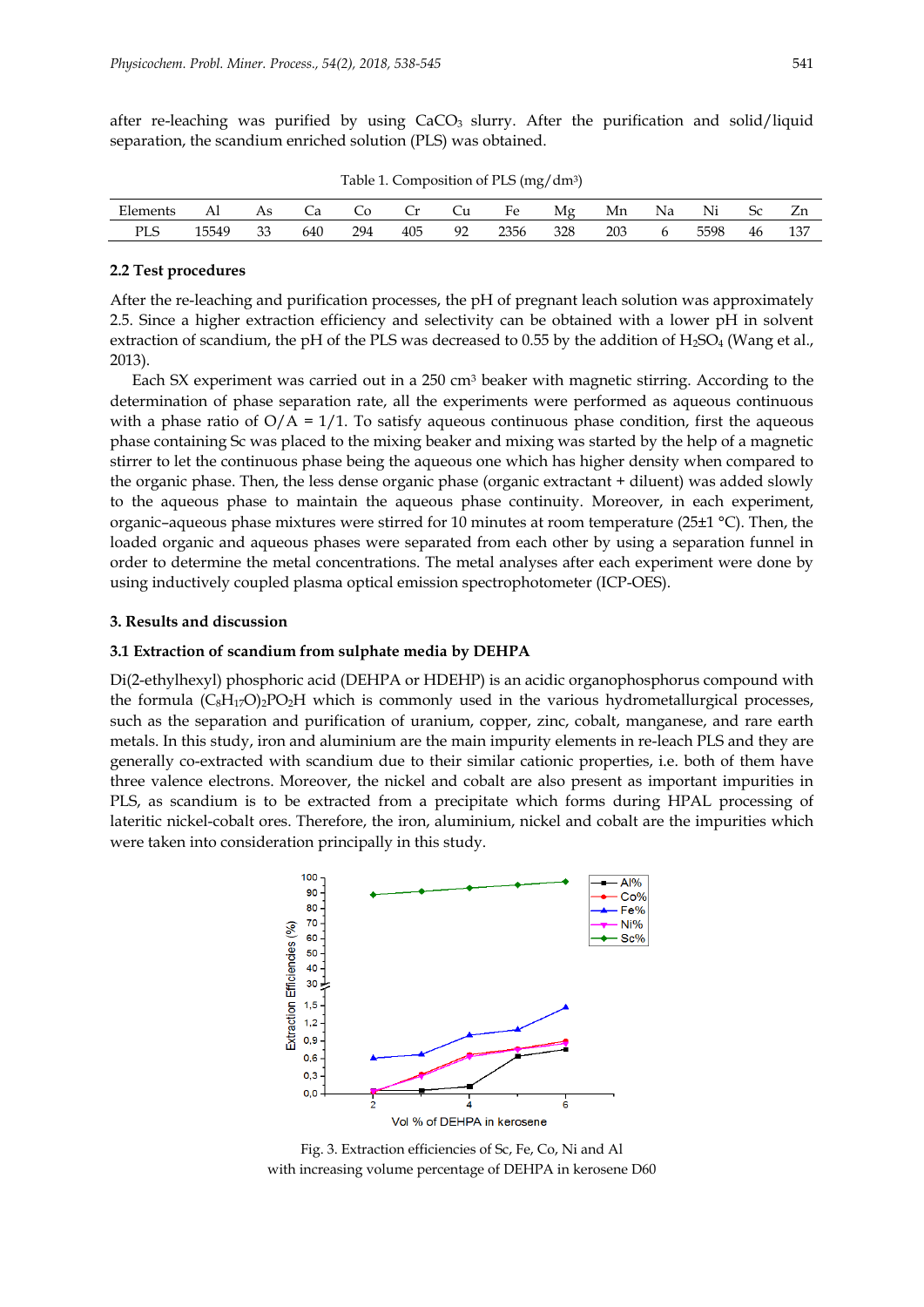after re-leaching was purified by using $CaCO_3$ slurry. After the purification and solid/liquid separation, the scandium enriched solution (PLS) was obtained.

Table 1. Composition of PLS (mg/dm³)

| Elements | Al | As | Ca | Co | Cr | Cu | Fe | Mg | Mn | Na | Ni | Sc | Zn |
|---|---|---|---|---|---|---|---|---|---|---|---|---|---|
| PLS | 15549 | 33 | 640 | 294 | 405 | 92 | 2356 | 328 | 203 | 6 | 5598 | 46 | 137 |

### 2.2 Test procedures

After the re-leaching and purification processes, the pH of pregnant leach solution was approximately 2.5. Since a higher extraction efficiency and selectivity can be obtained with a lower pH in solvent extraction of scandium, the pH of the PLS was decreased to 0.55 by the addition of $H_2SO_4$ (Wang et al., 2013).

Each SX experiment was carried out in a 250 cm³ beaker with magnetic stirring. According to the determination of phase separation rate, all the experiments were performed as aqueous continuous with a phase ratio of O/A = 1/1. To satisfy aqueous continuous phase condition, first the aqueous phase containing Sc was placed to the mixing beaker and mixing was started by the help of a magnetic stirrer to let the continuous phase being the aqueous one which has higher density when compared to the organic phase. Then, the less dense organic phase (organic extractant + diluent) was added slowly to the aqueous phase to maintain the aqueous phase continuity. Moreover, in each experiment, organic–aqueous phase mixtures were stirred for 10 minutes at room temperature (25±1 °C). Then, the loaded organic and aqueous phases were separated from each other by using a separation funnel in order to determine the metal concentrations. The metal analyses after each experiment were done by using inductively coupled plasma optical emission spectrophotometer (ICP-OES).

## 3. Results and discussion

### 3.1 Extraction of scandium from sulphate media by DEHPA

Di(2-ethylhexyl) phosphoric acid (DEHPA or HDEHP) is an acidic organophosphorus compound with the formula $(C_8H_{17}O)_2PO_2H$ which is commonly used in the various hydrometallurgical processes, such as the separation and purification of uranium, copper, zinc, cobalt, manganese, and rare earth metals. In this study, iron and aluminium are the main impurity elements in re-leach PLS and they are generally co-extracted with scandium due to their similar cationic properties, i.e. both of them have three valence electrons. Moreover, the nickel and cobalt are also present as important impurities in PLS, as scandium is to be extracted from a precipitate which forms during HPAL processing of lateritic nickel-cobalt ores. Therefore, the iron, aluminium, nickel and cobalt are the impurities which were taken into consideration principally in this study.

Fig. 3. Extraction efficiencies of Sc, Fe, Co, Ni and Al with increasing volume percentage of DEHPA in kerosene D60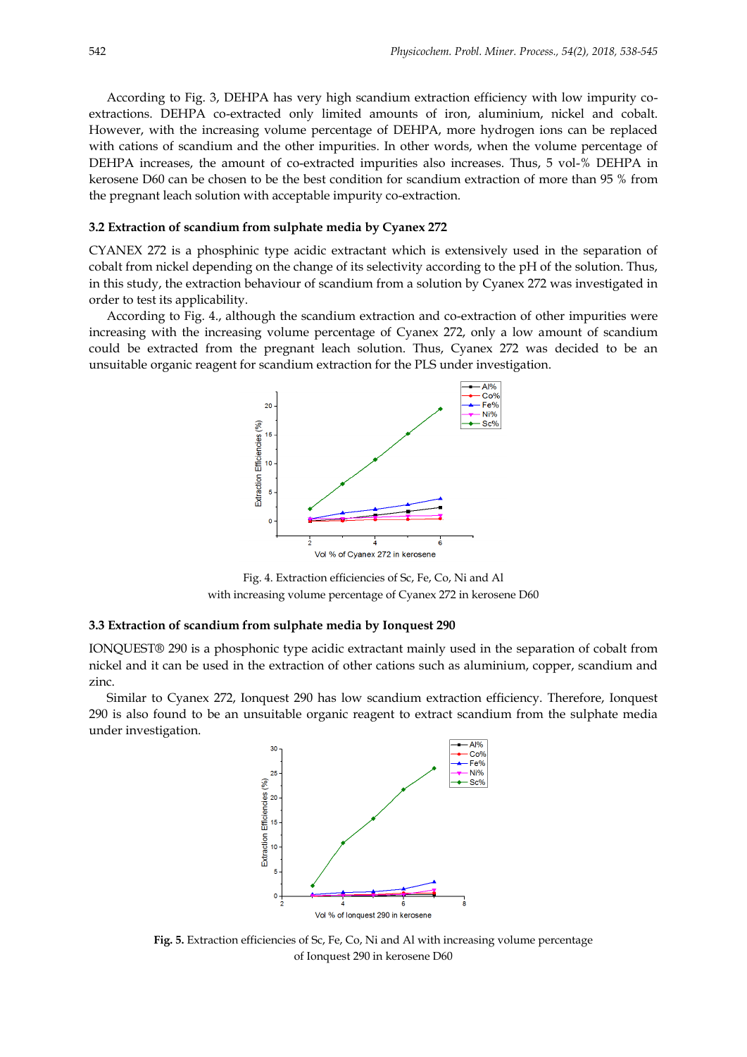According to Fig. 3, DEHPA has very high scandium extraction efficiency with low impurity co-extractions. DEHPA co-extracted only limited amounts of iron, aluminium, nickel and cobalt. However, with the increasing volume percentage of DEHPA, more hydrogen ions can be replaced with cations of scandium and the other impurities. In other words, when the volume percentage of DEHPA increases, the amount of co-extracted impurities also increases. Thus, 5 vol-% DEHPA in kerosene D60 can be chosen to be the best condition for scandium extraction of more than 95 % from the pregnant leach solution with acceptable impurity co-extraction.

### 3.2 Extraction of scandium from sulphate media by Cyanex 272

CYANEX 272 is a phosphinic type acidic extractant which is extensively used in the separation of cobalt from nickel depending on the change of its selectivity according to the pH of the solution. Thus, in this study, the extraction behaviour of scandium from a solution by Cyanex 272 was investigated in order to test its applicability.

According to Fig. 4., although the scandium extraction and co-extraction of other impurities were increasing with the increasing volume percentage of Cyanex 272, only a low amount of scandium could be extracted from the pregnant leach solution. Thus, Cyanex 272 was decided to be an unsuitable organic reagent for scandium extraction for the PLS under investigation.

Fig. 4. Extraction efficiencies of Sc, Fe, Co, Ni and Al with increasing volume percentage of Cyanex 272 in kerosene D60

### 3.3 Extraction of scandium from sulphate media by Ionquest 290

IONQUEST® 290 is a phosphonic type acidic extractant mainly used in the separation of cobalt from nickel and it can be used in the extraction of other cations such as aluminium, copper, scandium and zinc.

Similar to Cyanex 272, Ionquest 290 has low scandium extraction efficiency. Therefore, Ionquest 290 is also found to be an unsuitable organic reagent to extract scandium from the sulphate media under investigation.

**Fig. 5.** Extraction efficiencies of Sc, Fe, Co, Ni and Al with increasing volume percentage of Ionquest 290 in kerosene D60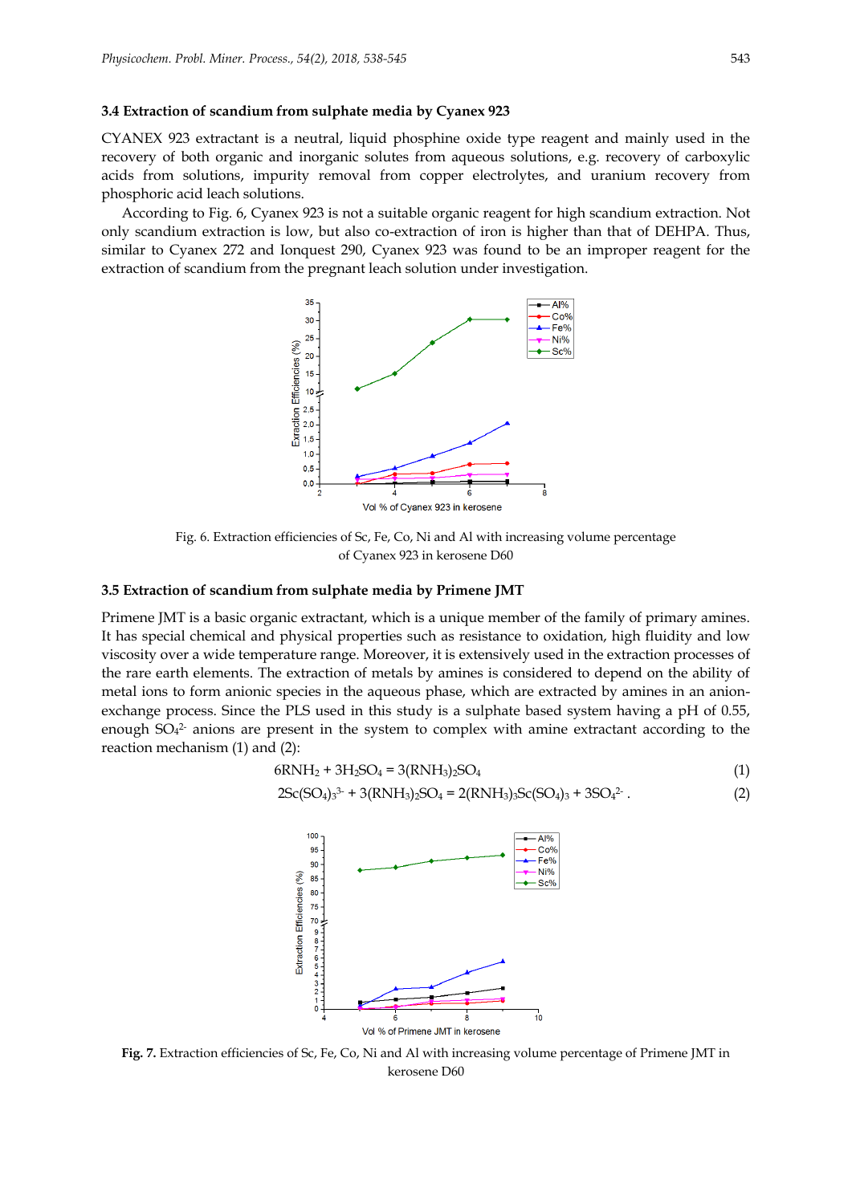### 3.4 Extraction of scandium from sulphate media by Cyanex 923

CYANEX 923 extractant is a neutral, liquid phosphine oxide type reagent and mainly used in the recovery of both organic and inorganic solutes from aqueous solutions, e.g. recovery of carboxylic acids from solutions, impurity removal from copper electrolytes, and uranium recovery from phosphoric acid leach solutions.

According to Fig. 6, Cyanex 923 is not a suitable organic reagent for high scandium extraction. Not only scandium extraction is low, but also co-extraction of iron is higher than that of DEHPA. Thus, similar to Cyanex 272 and Ionquest 290, Cyanex 923 was found to be an improper reagent for the extraction of scandium from the pregnant leach solution under investigation.

Fig. 6. Extraction efficiencies of Sc, Fe, Co, Ni and Al with increasing volume percentage of Cyanex 923 in kerosene D60

### 3.5 Extraction of scandium from sulphate media by Primene JMT

Primene JMT is a basic organic extractant, which is a unique member of the family of primary amines. It has special chemical and physical properties such as resistance to oxidation, high fluidity and low viscosity over a wide temperature range. Moreover, it is extensively used in the extraction processes of the rare earth elements. The extraction of metals by amines is considered to depend on the ability of metal ions to form anionic species in the aqueous phase, which are extracted by amines in an anion-exchange process. Since the PLS used in this study is a sulphate based system having a pH of 0.55, enough $SO_4^{2-}$ anions are present in the system to complex with amine extractant according to the reaction mechanism (1) and (2):

$$6RNH_2 + 3H_2SO_4 = 3(RNH_3)_2SO_4 \tag{1}$$

$$2Sc(SO_4)_3^{3-} + 3(RNH_3)_2SO_4 = 2(RNH_3)_3Sc(SO_4)_3 + 3SO_4^{2-}. \tag{2}$$

**Fig. 7.** Extraction efficiencies of Sc, Fe, Co, Ni and Al with increasing volume percentage of Primene JMT in kerosene D60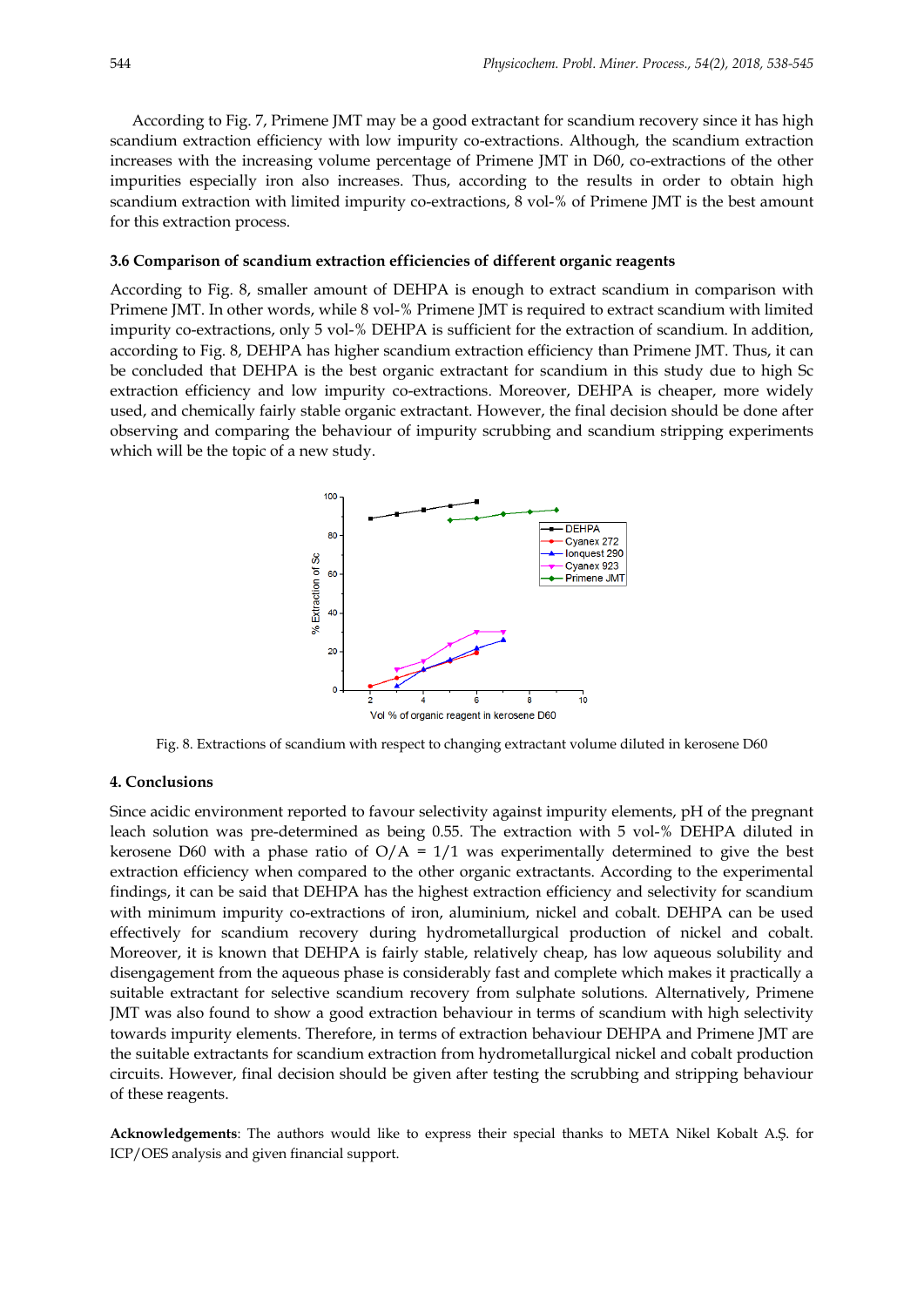According to Fig. 7, Primene JMT may be a good extractant for scandium recovery since it has high scandium extraction efficiency with low impurity co-extractions. Although, the scandium extraction increases with the increasing volume percentage of Primene JMT in D60, co-extractions of the other impurities especially iron also increases. Thus, according to the results in order to obtain high scandium extraction with limited impurity co-extractions, 8 vol-% of Primene JMT is the best amount for this extraction process.

### 3.6 Comparison of scandium extraction efficiencies of different organic reagents

According to Fig. 8, smaller amount of DEHPA is enough to extract scandium in comparison with Primene JMT. In other words, while 8 vol-% Primene JMT is required to extract scandium with limited impurity co-extractions, only 5 vol-% DEHPA is sufficient for the extraction of scandium. In addition, according to Fig. 8, DEHPA has higher scandium extraction efficiency than Primene JMT. Thus, it can be concluded that DEHPA is the best organic extractant for scandium in this study due to high Sc extraction efficiency and low impurity co-extractions. Moreover, DEHPA is cheaper, more widely used, and chemically fairly stable organic extractant. However, the final decision should be done after observing and comparing the behaviour of impurity scrubbing and scandium stripping experiments which will be the topic of a new study.

Fig. 8. Extractions of scandium with respect to changing extractant volume diluted in kerosene D60

## 4. Conclusions

Since acidic environment reported to favour selectivity against impurity elements, pH of the pregnant leach solution was pre-determined as being 0.55. The extraction with 5 vol-% DEHPA diluted in kerosene D60 with a phase ratio of O/A = 1/1 was experimentally determined to give the best extraction efficiency when compared to the other organic extractants. According to the experimental findings, it can be said that DEHPA has the highest extraction efficiency and selectivity for scandium with minimum impurity co-extractions of iron, aluminium, nickel and cobalt. DEHPA can be used effectively for scandium recovery during hydrometallurgical production of nickel and cobalt. Moreover, it is known that DEHPA is fairly stable, relatively cheap, has low aqueous solubility and disengagement from the aqueous phase is considerably fast and complete which makes it practically a suitable extractant for selective scandium recovery from sulphate solutions. Alternatively, Primene JMT was also found to show a good extraction behaviour in terms of scandium with high selectivity towards impurity elements. Therefore, in terms of extraction behaviour DEHPA and Primene JMT are the suitable extractants for scandium extraction from hydrometallurgical nickel and cobalt production circuits. However, final decision should be given after testing the scrubbing and stripping behaviour of these reagents.

**Acknowledgements**: The authors would like to express their special thanks to META Nikel Kobalt A.Ş. for ICP/OES analysis and given financial support.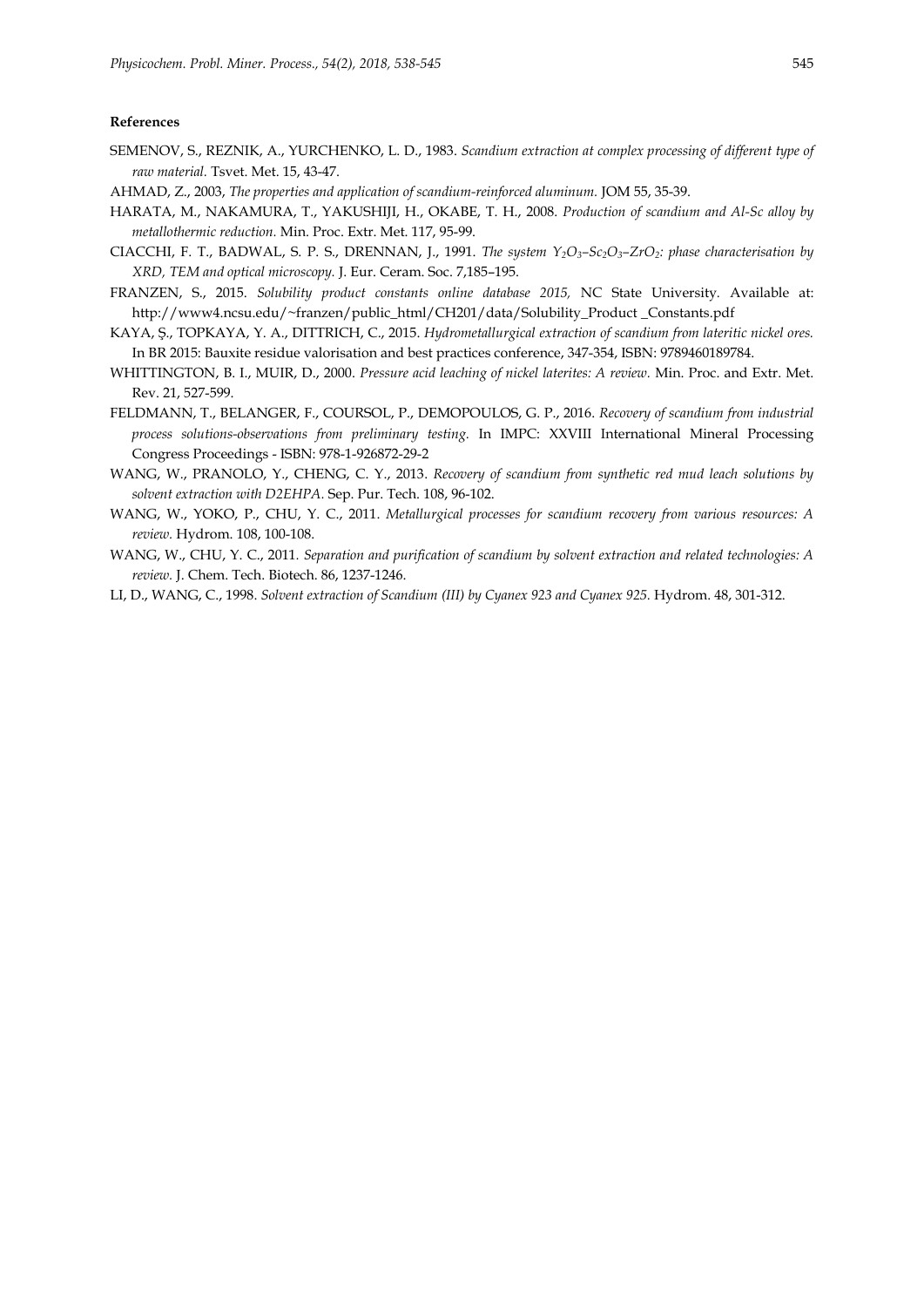**References**

SEMENOV, S., REZNIK, A., YURCHENKO, L. D., 1983. *Scandium extraction at complex processing of different type of raw material.* Tsvet. Met. 15, 43-47.

AHMAD, Z., 2003, *The properties and application of scandium-reinforced aluminum.* JOM 55, 35-39.

HARATA, M., NAKAMURA, T., YAKUSHIJI, H., OKABE, T. H., 2008. *Production of scandium and Al-Sc alloy by metallothermic reduction.* Min. Proc. Extr. Met. 117, 95-99.

CIACCHI, F. T., BADWAL, S. P. S., DRENNAN, J., 1991. *The system $Y_2O_3$–$Sc_2O_3$–$ZrO_2$: phase characterisation by XRD, TEM and optical microscopy.* J. Eur. Ceram. Soc. 7,185–195.

FRANZEN, S., 2015. *Solubility product constants online database 2015,* NC State University. Available at: http://www4.ncsu.edu/~franzen/public_html/CH201/data/Solubility_Product _Constants.pdf

KAYA, Ş., TOPKAYA, Y. A., DITTRICH, C., 2015. *Hydrometallurgical extraction of scandium from lateritic nickel ores.* In BR 2015: Bauxite residue valorisation and best practices conference, 347-354, ISBN: 9789460189784.

WHITTINGTON, B. I., MUIR, D., 2000. *Pressure acid leaching of nickel laterites: A review.* Min. Proc. and Extr. Met. Rev. 21, 527-599.

FELDMANN, T., BELANGER, F., COURSOL, P., DEMOPOULOS, G. P., 2016. *Recovery of scandium from industrial process solutions-observations from preliminary testing.* In IMPC: XXVIII International Mineral Processing Congress Proceedings - ISBN: 978-1-926872-29-2

WANG, W., PRANOLO, Y., CHENG, C. Y., 2013. *Recovery of scandium from synthetic red mud leach solutions by solvent extraction with D2EHPA.* Sep. Pur. Tech. 108, 96-102.

WANG, W., YOKO, P., CHU, Y. C., 2011. *Metallurgical processes for scandium recovery from various resources: A review.* Hydrom. 108, 100-108.

WANG, W., CHU, Y. C., 2011. *Separation and purification of scandium by solvent extraction and related technologies: A review.* J. Chem. Tech. Biotech. 86, 1237-1246.

LI, D., WANG, C., 1998. *Solvent extraction of Scandium (III) by Cyanex 923 and Cyanex 925.* Hydrom. 48, 301-312.